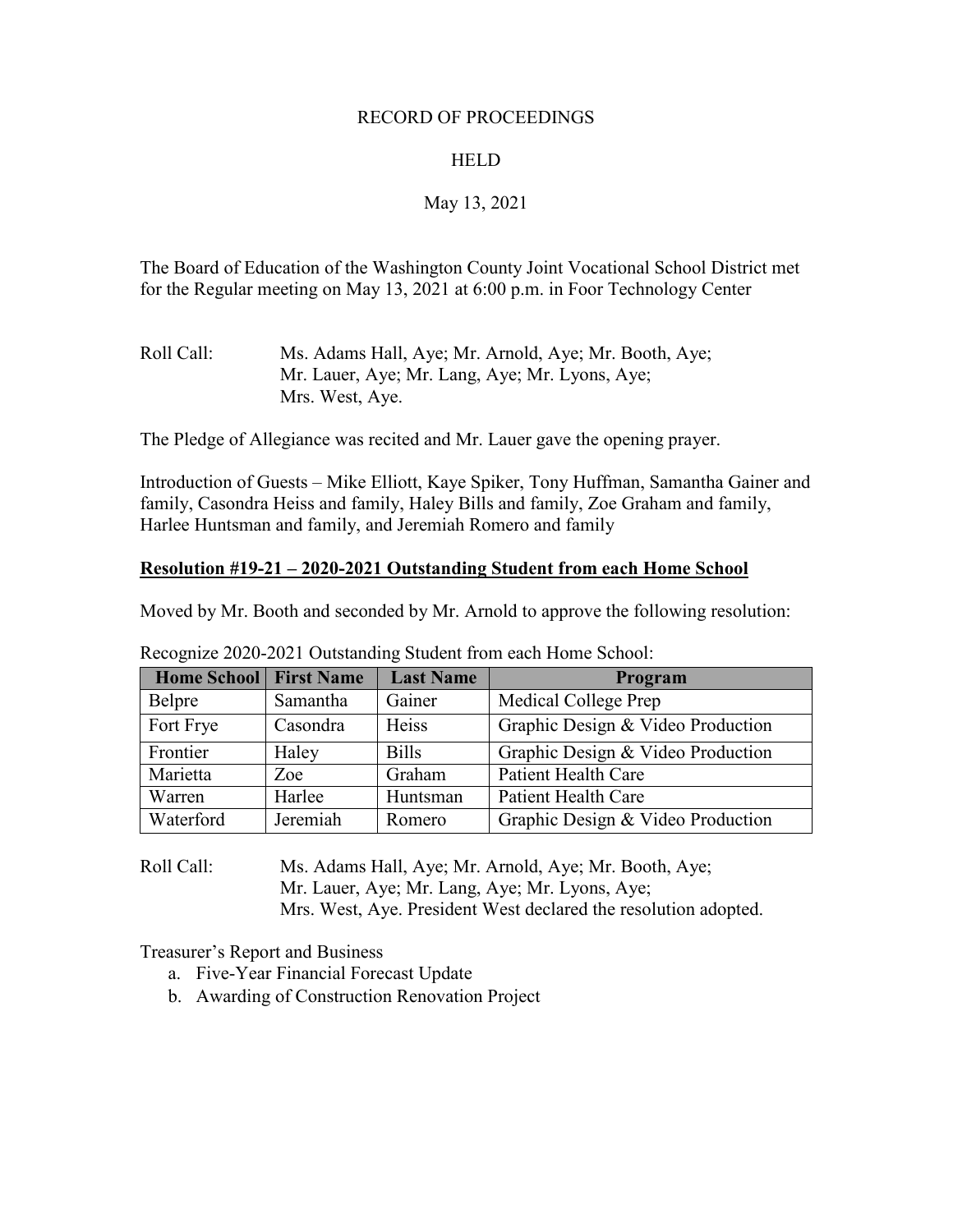RECORD OF PROCEEDINGS

HELD

May 13, 2021

The Board of Education of the Washington County Joint Vocational School District met for the Regular meeting on May 13, 2021 at 6:00 p.m. in Foor Technology Center

Roll Call: Ms. Adams Hall, Aye; Mr. Arnold, Aye; Mr. Booth, Aye; Mr. Lauer, Aye; Mr. Lang, Aye; Mr. Lyons, Aye; Mrs. West, Aye.

The Pledge of Allegiance was recited and Mr. Lauer gave the opening prayer.

Introduction of Guests – Mike Elliott, Kaye Spiker, Tony Huffman, Samantha Gainer and family, Casondra Heiss and family, Haley Bills and family, Zoe Graham and family, Harlee Huntsman and family, and Jeremiah Romero and family

**Resolution #19-21 – 2020-2021 Outstanding Student from each Home School**

Moved by Mr. Booth and seconded by Mr. Arnold to approve the following resolution:

Recognize 2020-2021 Outstanding Student from each Home School:

| Home School | First Name | Last Name | Program |
|---|---|---|---|
| Belpre | Samantha | Gainer | Medical College Prep |
| Fort Frye | Casondra | Heiss | Graphic Design & Video Production |
| Frontier | Haley | Bills | Graphic Design & Video Production |
| Marietta | Zoe | Graham | Patient Health Care |
| Warren | Harlee | Huntsman | Patient Health Care |
| Waterford | Jeremiah | Romero | Graphic Design & Video Production |

Roll Call: Ms. Adams Hall, Aye; Mr. Arnold, Aye; Mr. Booth, Aye; Mr. Lauer, Aye; Mr. Lang, Aye; Mr. Lyons, Aye; Mrs. West, Aye. President West declared the resolution adopted.

Treasurer's Report and Business

a. Five-Year Financial Forecast Update
b. Awarding of Construction Renovation Project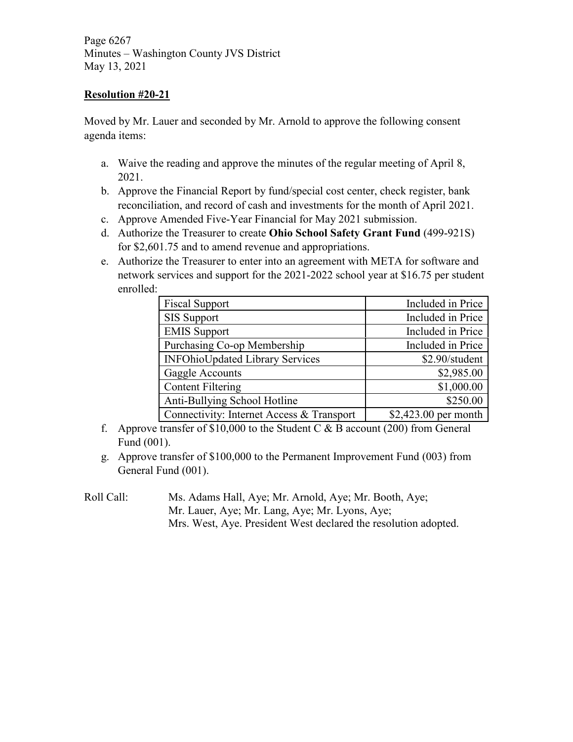**Resolution #20-21**

Moved by Mr. Lauer and seconded by Mr. Arnold to approve the following consent agenda items:

a. Waive the reading and approve the minutes of the regular meeting of April 8, 2021.
b. Approve the Financial Report by fund/special cost center, check register, bank reconciliation, and record of cash and investments for the month of April 2021.
c. Approve Amended Five-Year Financial for May 2021 submission.
d. Authorize the Treasurer to create **Ohio School Safety Grant Fund** (499-921S) for $2,601.75 and to amend revenue and appropriations.
e. Authorize the Treasurer to enter into an agreement with META for software and network services and support for the 2021-2022 school year at $16.75 per student enrolled:

| | |
|---|---:|
| Fiscal Support | Included in Price |
| SIS Support | Included in Price |
| EMIS Support | Included in Price |
| Purchasing Co-op Membership | Included in Price |
| INFOhioUpdated Library Services | $2.90/student |
| Gaggle Accounts | $2,985.00 |
| Content Filtering | $1,000.00 |
| Anti-Bullying School Hotline | $250.00 |
| Connectivity: Internet Access & Transport | $2,423.00 per month |

f. Approve transfer of $10,000 to the Student C & B account (200) from General Fund (001).
g. Approve transfer of $100,000 to the Permanent Improvement Fund (003) from General Fund (001).

Roll Call: Ms. Adams Hall, Aye; Mr. Arnold, Aye; Mr. Booth, Aye; Mr. Lauer, Aye; Mr. Lang, Aye; Mr. Lyons, Aye; Mrs. West, Aye. President West declared the resolution adopted.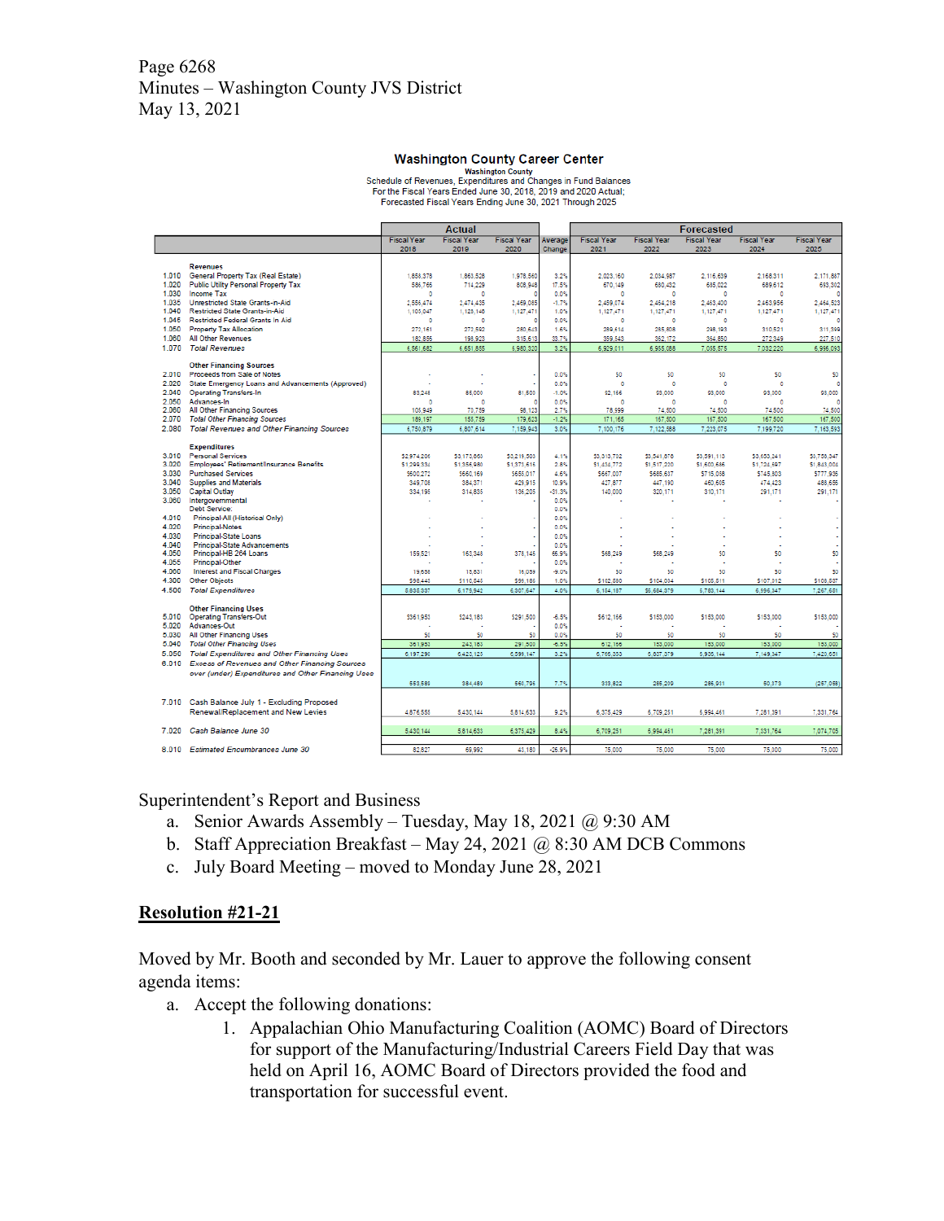## Washington County Career Center

Washington County
Schedule of Revenues, Expenditures and Changes in Fund Balances
For the Fiscal Years Ended June 30, 2018, 2019 and 2020 Actual;
Forecasted Fiscal Years Ending June 30, 2021 Through 2025

| | | Actual | | | | Forecasted | | | | |
|---|---|---|---|---|---|---|---|---|---|---|
| | | Fiscal Year 2018 | Fiscal Year 2019 | Fiscal Year 2020 | Average Change | Fiscal Year 2021 | Fiscal Year 2022 | Fiscal Year 2023 | Fiscal Year 2024 | Fiscal Year 2025 |
| | **Revenues** | | | | | | | | | |
| 1.010 | General Property Tax (Real Estate) | 1,858,378 | 1,863,528 | 1,978,560 | 3.2% | 2,023,160 | 2,034,987 | 2,116,639 | 2,168,311 | 2,171,887 |
| 1.020 | Public Utility Personal Property Tax | 586,765 | 714,229 | 808,948 | 17.5% | 670,149 | 680,432 | 685,022 | 689,612 | 693,302 |
| 1.030 | Income Tax | 0 | 0 | 0 | 0.0% | 0 | 0 | 0 | 0 | 0 |
| 1.035 | Unrestricted State Grants-in-Aid | 2,556,474 | 2,474,435 | 2,469,085 | -1.7% | 2,459,074 | 2,454,218 | 2,463,400 | 2,463,956 | 2,464,523 |
| 1.040 | Restricted State Grants-in-Aid | 1,103,047 | 1,125,146 | 1,127,471 | 1.0% | 1,127,471 | 1,127,471 | 1,127,471 | 1,127,471 | 1,127,471 |
| 1.045 | Restricted Federal Grants in Aid | 0 | 0 | 0 | 0.0% | 0 | 0 | 0 | 0 | 0 |
| 1.050 | Property Tax Allocation | 272,161 | 272,592 | 280,613 | 1.6% | 289,814 | 295,808 | 298,193 | 310,521 | 311,399 |
| 1.060 | All Other Revenues | 182,856 | 199,923 | 315,613 | 33.7% | 359,343 | 352,172 | 364,850 | 272,349 | 227,510 |
| 1.070 | *Total Revenues* | 6,561,682 | 6,651,855 | 6,980,320 | 3.2% | 6,929,011 | 6,955,088 | 7,055,575 | 7,032,220 | 6,996,093 |
| | **Other Financing Sources** | | | | | | | | | |
| 2.010 | Proceeds from Sale of Notes | - | - | - | 0.0% | $0 | $0 | $0 | $0 | $0 |
| 2.020 | State Emergency Loans and Advancements (Approved) | - | - | - | 0.0% | 0 | 0 | 0 | 0 | 0 |
| 2.040 | Operating Transfers-In | 83,248 | 86,000 | 81,500 | -1.0% | 92,166 | 83,000 | 93,000 | 93,000 | 93,000 |
| 2.050 | Advances-In | 0 | 0 | 0 | 0.0% | 0 | 0 | 0 | 0 | 0 |
| 2.060 | All Other Financing Sources | 105,949 | 73,759 | 98,123 | 2.7% | 78,999 | 74,500 | 74,500 | 74,500 | 74,500 |
| 2.070 | *Total Other Financing Sources* | 189,197 | 155,759 | 179,623 | -1.2% | 171,165 | 157,500 | 167,500 | 167,500 | 167,500 |
| 2.080 | *Total Revenues and Other Financing Sources* | 6,750,879 | 6,807,614 | 7,159,943 | 3.0% | 7,100,176 | 7,122,588 | 7,223,075 | 7,199,720 | 7,163,593 |
| | **Expenditures** | | | | | | | | | |
| 3.010 | Personal Services | $2,974,201 | $3,173,663 | $3,219,503 | 4.1% | $3,313,732 | $3,541,676 | $3,591,113 | $3,653,241 | $3,750,347 |
| 3.020 | Employees' Retirement/Insurance Benefits | $1,299,334 | $1,356,980 | $1,373,616 | 2.8% | $1,434,772 | $1,517,220 | $1,600,686 | $1,724,497 | $1,843,004 |
| 3.030 | Purchased Services | $600,271 | $560,169 | $655,017 | 4.6% | $667,007 | $685,637 | $715,058 | $745,803 | $777,935 |
| 3.040 | Supplies and Materials | 349,708 | 384,371 | 429,915 | 10.9% | 427,877 | 447,190 | 460,605 | 474,423 | 488,655 |
| 3.050 | Capital Outlay | 334,195 | 314,835 | 136,205 | -31.3% | 140,000 | 320,171 | 310,171 | 291,171 | 291,171 |
| 3.060 | Intergovernmental | - | - | - | 0.0% | - | - | - | - | - |
| | Debt Service: | | | | 0.0% | | | | | |
| 4.010 | Principal-All (Historical Only) | - | - | - | 0.0% | - | - | - | - | - |
| 4.020 | Principal-Notes | - | - | - | 0.0% | - | - | - | - | - |
| 4.030 | Principal-State Loans | - | - | - | 0.0% | - | - | - | - | - |
| 4.040 | Principal-State Advancements | - | - | - | 0.0% | - | - | - | - | - |
| 4.050 | Principal-HB 264 Loans | 159,521 | 163,348 | 378,145 | 65.9% | $68,249 | $68,249 | $0 | $0 | $0 |
| 4.055 | Principal-Other | - | - | - | 0.0% | - | - | - | - | - |
| 4.060 | Interest and Fiscal Charges | 19,658 | 15,631 | 16,059 | -9.0% | $0 | $0 | $0 | $0 | $0 |
| 4.300 | Other Objects | $98,441 | $110,945 | $99,186 | 1.0% | $102,580 | $104,034 | $105,511 | $107,012 | $108,587 |
| 4.500 | *Total Expenditures* | 5,835,337 | 6,179,942 | 6,307,647 | 4.0% | 6,154,187 | 6,684,379 | 6,783,144 | 6,996,347 | 7,267,681 |
| | **Other Financing Uses** | | | | | | | | | |
| 5.010 | Operating Transfers-Out | $361,951 | $243,183 | $291,500 | -6.5% | $612,166 | $153,000 | $153,000 | $153,000 | $153,000 |
| 5.020 | Advances-Out | - | - | - | 0.0% | - | - | - | - | - |
| 5.030 | All Other Financing Uses | $0 | $0 | $0 | 0.0% | $0 | $0 | $0 | $0 | $0 |
| 5.040 | *Total Other Financing Uses* | 361,951 | 243,183 | 291,500 | -6.5% | 612,166 | 153,000 | 153,000 | 153,000 | 153,000 |
| 5.050 | *Total Expenditures and Other Financing Uses* | 6,197,290 | 6,423,125 | 6,599,147 | 3.2% | 6,766,353 | 6,837,379 | 6,936,144 | 7,149,347 | 7,420,651 |
| 6.010 | *Excess of Revenues and Other Financing Sources over (under) Expenditures and Other Financing Uses* | 553,589 | 384,489 | 560,795 | 7.7% | 333,822 | 285,209 | 286,931 | 50,373 | (257,058) |
| 7.010 | Cash Balance July 1 - Excluding Proposed Renewal/Replacement and New Levies | 4,876,555 | 5,430,144 | 5,814,633 | 9.2% | 6,375,429 | 6,709,251 | 6,994,461 | 7,281,391 | 7,331,764 |
| 7.020 | *Cash Balance June 30* | 5,430,144 | 5,814,633 | 6,375,429 | 8.4% | 6,709,251 | 6,994,461 | 7,281,391 | 7,331,764 | 7,074,705 |
| 8.010 | *Estimated Encumbrances June 30* | 82,827 | 69,992 | 43,180 | -25.9% | 75,000 | 75,000 | 75,000 | 75,000 | 75,000 |

Superintendent's Report and Business

a. Senior Awards Assembly – Tuesday, May 18, 2021 @ 9:30 AM
b. Staff Appreciation Breakfast – May 24, 2021 @ 8:30 AM DCB Commons
c. July Board Meeting – moved to Monday June 28, 2021

## **Resolution #21-21**

Moved by Mr. Booth and seconded by Mr. Lauer to approve the following consent agenda items:

a. Accept the following donations:
   1. Appalachian Ohio Manufacturing Coalition (AOMC) Board of Directors for support of the Manufacturing/Industrial Careers Field Day that was held on April 16, AOMC Board of Directors provided the food and transportation for successful event.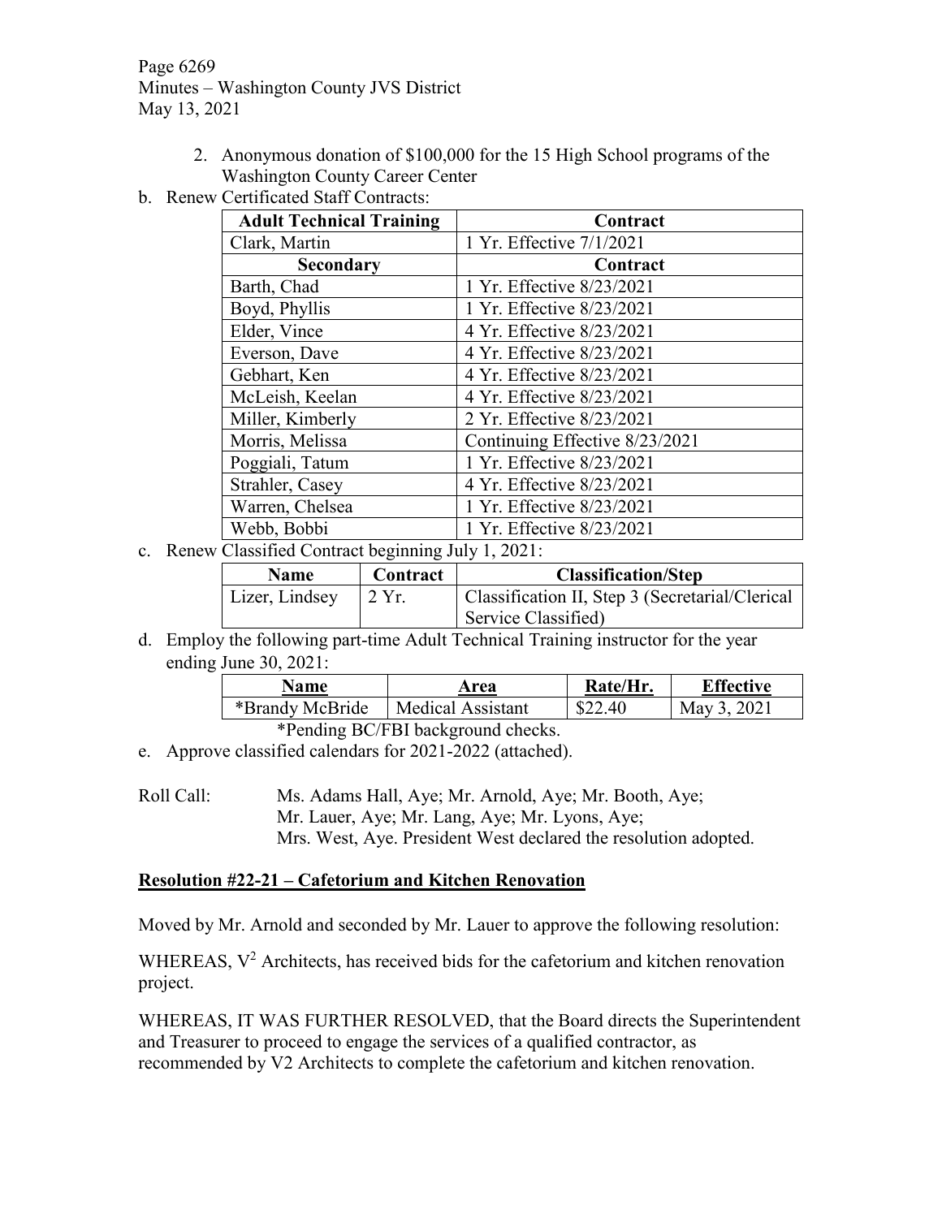2. Anonymous donation of $100,000 for the 15 High School programs of the Washington County Career Center

b. Renew Certificated Staff Contracts:

| Adult Technical Training | Contract |
|---|---|
| Clark, Martin | 1 Yr. Effective 7/1/2021 |
| **Secondary** | **Contract** |
| Barth, Chad | 1 Yr. Effective 8/23/2021 |
| Boyd, Phyllis | 1 Yr. Effective 8/23/2021 |
| Elder, Vince | 4 Yr. Effective 8/23/2021 |
| Everson, Dave | 4 Yr. Effective 8/23/2021 |
| Gebhart, Ken | 4 Yr. Effective 8/23/2021 |
| McLeish, Keelan | 4 Yr. Effective 8/23/2021 |
| Miller, Kimberly | 2 Yr. Effective 8/23/2021 |
| Morris, Melissa | Continuing Effective 8/23/2021 |
| Poggiali, Tatum | 1 Yr. Effective 8/23/2021 |
| Strahler, Casey | 4 Yr. Effective 8/23/2021 |
| Warren, Chelsea | 1 Yr. Effective 8/23/2021 |
| Webb, Bobbi | 1 Yr. Effective 8/23/2021 |

c. Renew Classified Contract beginning July 1, 2021:

| Name | Contract | Classification/Step |
|---|---|---|
| Lizer, Lindsey | 2 Yr. | Classification II, Step 3 (Secretarial/Clerical Service Classified) |

d. Employ the following part-time Adult Technical Training instructor for the year ending June 30, 2021:

| Name | Area | Rate/Hr. | Effective |
|---|---|---|---|
| *Brandy McBride | Medical Assistant | $22.40 | May 3, 2021 |

*Pending BC/FBI background checks.

e. Approve classified calendars for 2021-2022 (attached).

Roll Call: Ms. Adams Hall, Aye; Mr. Arnold, Aye; Mr. Booth, Aye; Mr. Lauer, Aye; Mr. Lang, Aye; Mr. Lyons, Aye; Mrs. West, Aye. President West declared the resolution adopted.

## Resolution #22-21 – Cafetorium and Kitchen Renovation

Moved by Mr. Arnold and seconded by Mr. Lauer to approve the following resolution:

WHEREAS, $V^2$ Architects, has received bids for the cafetorium and kitchen renovation project.

WHEREAS, IT WAS FURTHER RESOLVED, that the Board directs the Superintendent and Treasurer to proceed to engage the services of a qualified contractor, as recommended by V2 Architects to complete the cafetorium and kitchen renovation.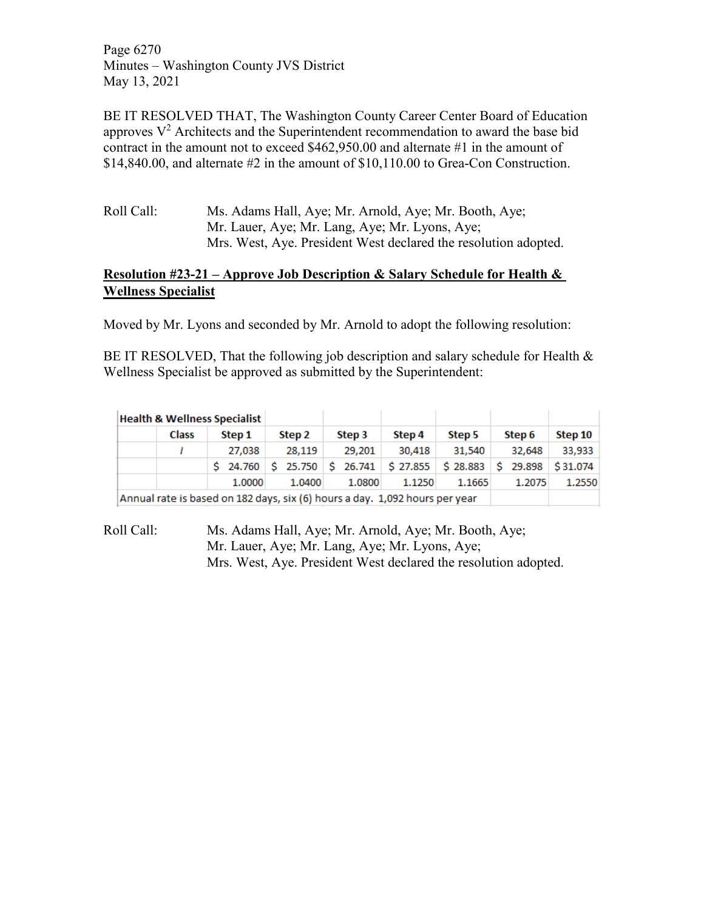BE IT RESOLVED THAT, The Washington County Career Center Board of Education approves $V^2$ Architects and the Superintendent recommendation to award the base bid contract in the amount not to exceed $462,950.00 and alternate #1 in the amount of $14,840.00, and alternate #2 in the amount of $10,110.00 to Grea-Con Construction.

Roll Call: Ms. Adams Hall, Aye; Mr. Arnold, Aye; Mr. Booth, Aye; Mr. Lauer, Aye; Mr. Lang, Aye; Mr. Lyons, Aye; Mrs. West, Aye. President West declared the resolution adopted.

**<u>Resolution #23-21 – Approve Job Description & Salary Schedule for Health & Wellness Specialist</u>**

Moved by Mr. Lyons and seconded by Mr. Arnold to adopt the following resolution:

BE IT RESOLVED, That the following job description and salary schedule for Health & Wellness Specialist be approved as submitted by the Superintendent:

| Health & Wellness Specialist | | | | | | | | |
|---|---|---|---|---|---|---|---|---|
| | Class | Step 1 | Step 2 | Step 3 | Step 4 | Step 5 | Step 6 | Step 10 |
| | I | 27,038 | 28,119 | 29,201 | 30,418 | 31,540 | 32,648 | 33,933 |
| | | $ 24.760 | $ 25.750 | $ 26.741 | $ 27.855 | $ 28.883 | $ 29.898 | $ 31.074 |
| | | 1.0000 | 1.0400 | 1.0800 | 1.1250 | 1.1665 | 1.2075 | 1.2550 |
| Annual rate is based on 182 days, six (6) hours a day. 1,092 hours per year | | | | | | | | |

Roll Call: Ms. Adams Hall, Aye; Mr. Arnold, Aye; Mr. Booth, Aye; Mr. Lauer, Aye; Mr. Lang, Aye; Mr. Lyons, Aye; Mrs. West, Aye. President West declared the resolution adopted.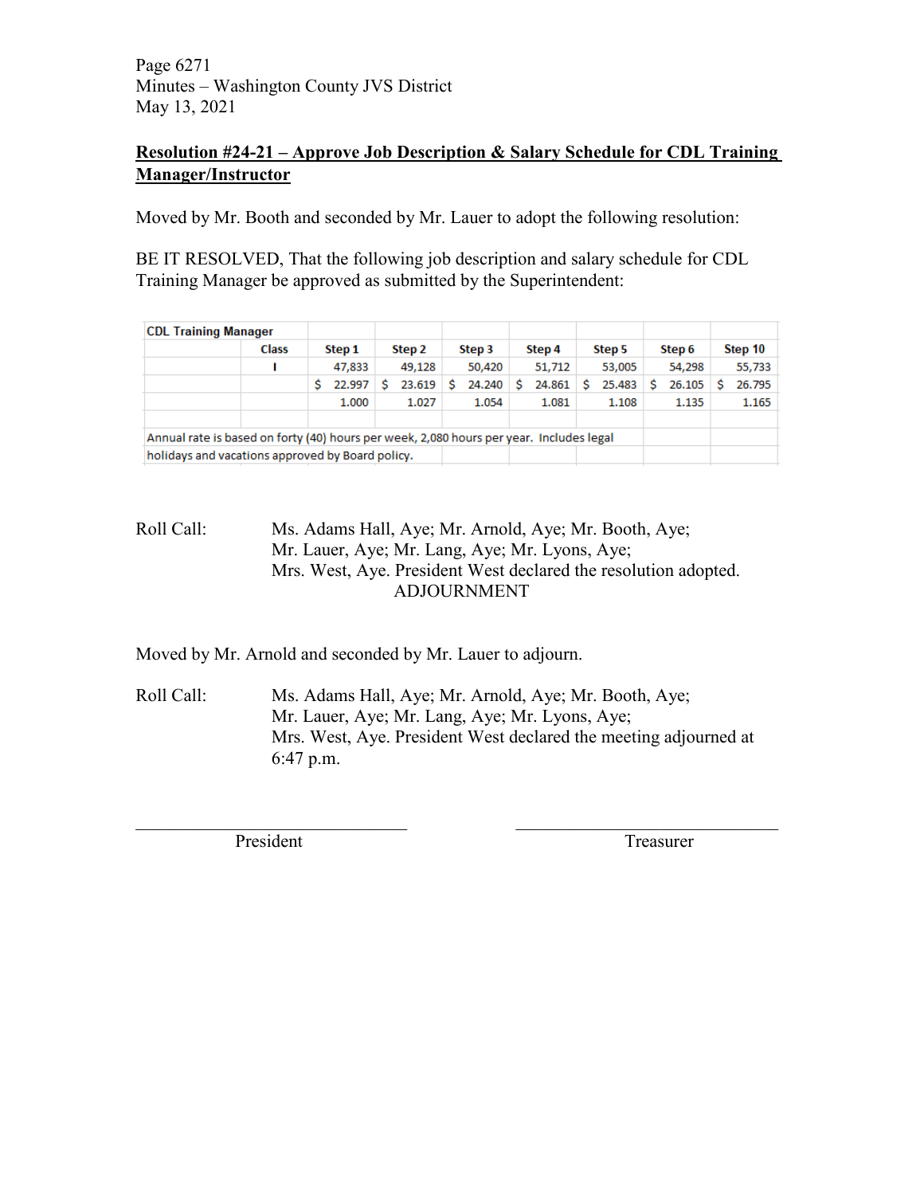**Resolution #24-21 – Approve Job Description & Salary Schedule for CDL Training Manager/Instructor**

Moved by Mr. Booth and seconded by Mr. Lauer to adopt the following resolution:

BE IT RESOLVED, That the following job description and salary schedule for CDL Training Manager be approved as submitted by the Superintendent:

| CDL Training Manager | | | | | | | | |
|---|---|---|---|---|---|---|---|---|
| | Class | Step 1 | Step 2 | Step 3 | Step 4 | Step 5 | Step 6 | Step 10 |
| | I | 47,833 | 49,128 | 50,420 | 51,712 | 53,005 | 54,298 | 55,733 |
| | | $ 22.997 | $ 23.619 | $ 24.240 | $ 24.861 | $ 25.483 | $ 26.105 | $ 26.795 |
| | | 1.000 | 1.027 | 1.054 | 1.081 | 1.108 | 1.135 | 1.165 |

Annual rate is based on forty (40) hours per week, 2,080 hours per year. Includes legal holidays and vacations approved by Board policy.

Roll Call: Ms. Adams Hall, Aye; Mr. Arnold, Aye; Mr. Booth, Aye; Mr. Lauer, Aye; Mr. Lang, Aye; Mr. Lyons, Aye; Mrs. West, Aye. President West declared the resolution adopted.

ADJOURNMENT

Moved by Mr. Arnold and seconded by Mr. Lauer to adjourn.

Roll Call: Ms. Adams Hall, Aye; Mr. Arnold, Aye; Mr. Booth, Aye; Mr. Lauer, Aye; Mr. Lang, Aye; Mr. Lyons, Aye; Mrs. West, Aye. President West declared the meeting adjourned at 6:47 p.m.

\_\_\_\_\_\_\_\_\_\_\_\_\_\_\_\_\_\_\_\_\_\_\_\_\_\_\_\_\_\_
President

\_\_\_\_\_\_\_\_\_\_\_\_\_\_\_\_\_\_\_\_\_\_\_\_\_\_\_\_\_\_
Treasurer